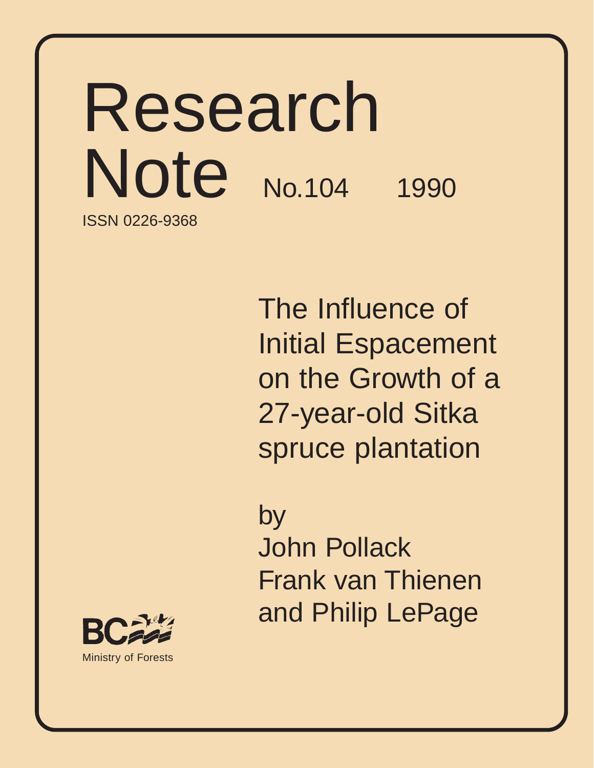# Research Note No.104 1990

ISSN 0226-9368

## The Influence of Initial Espacement on the Growth of a 27-year-old Sitka spruce plantation

by
John Pollack
Frank van Thienen
and Philip LePage

BC
Ministry of Forests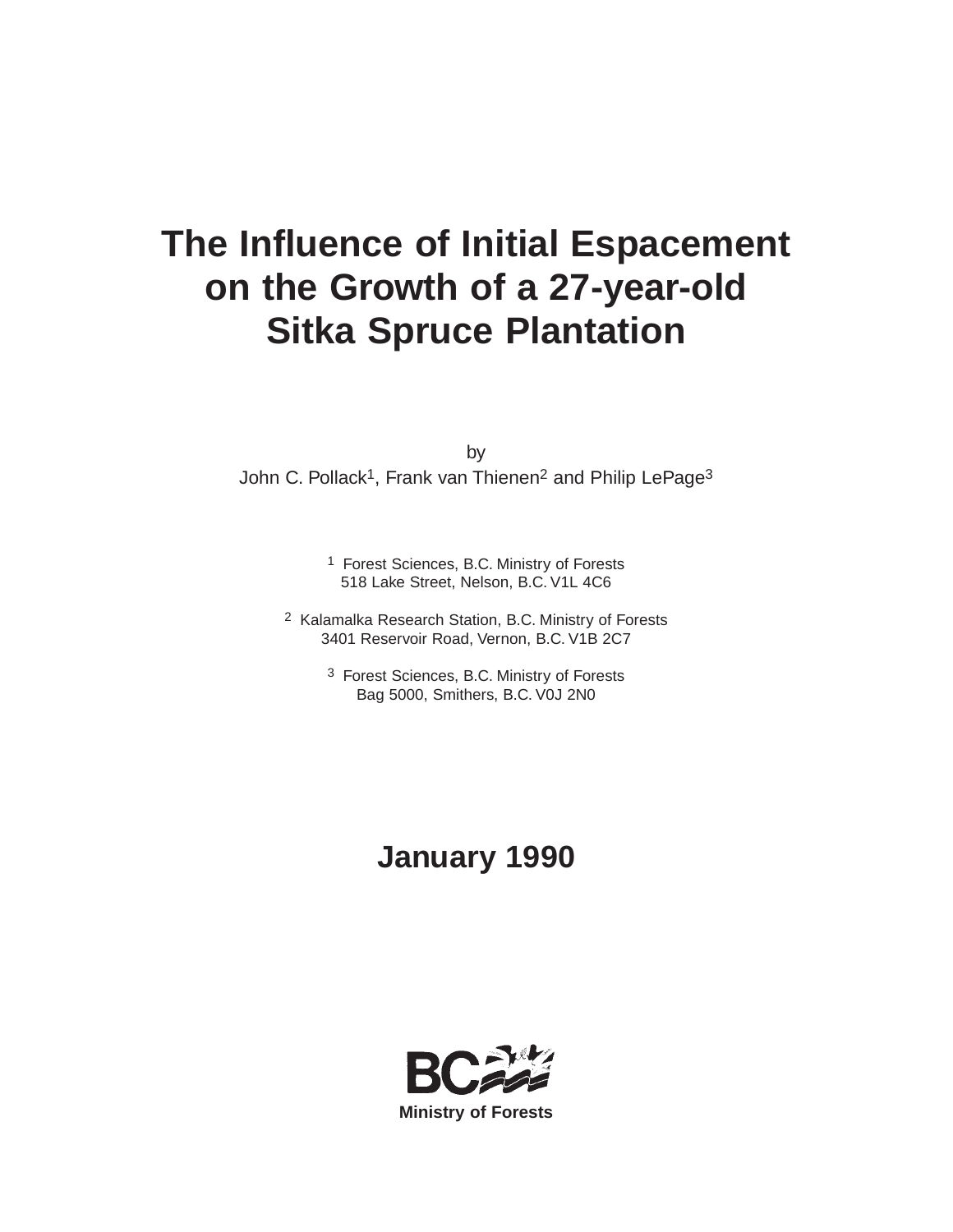# The Influence of Initial Espacement on the Growth of a 27-year-old Sitka Spruce Plantation

by

John C. Pollack[1], Frank van Thienen[2] and Philip LePage[3]

[1] Forest Sciences, B.C. Ministry of Forests
518 Lake Street, Nelson, B.C. V1L 4C6

[2] Kalamalka Research Station, B.C. Ministry of Forests
3401 Reservoir Road, Vernon, B.C. V1B 2C7

[3] Forest Sciences, B.C. Ministry of Forests
Bag 5000, Smithers, B.C. V0J 2N0

**January 1990**

**Ministry of Forests**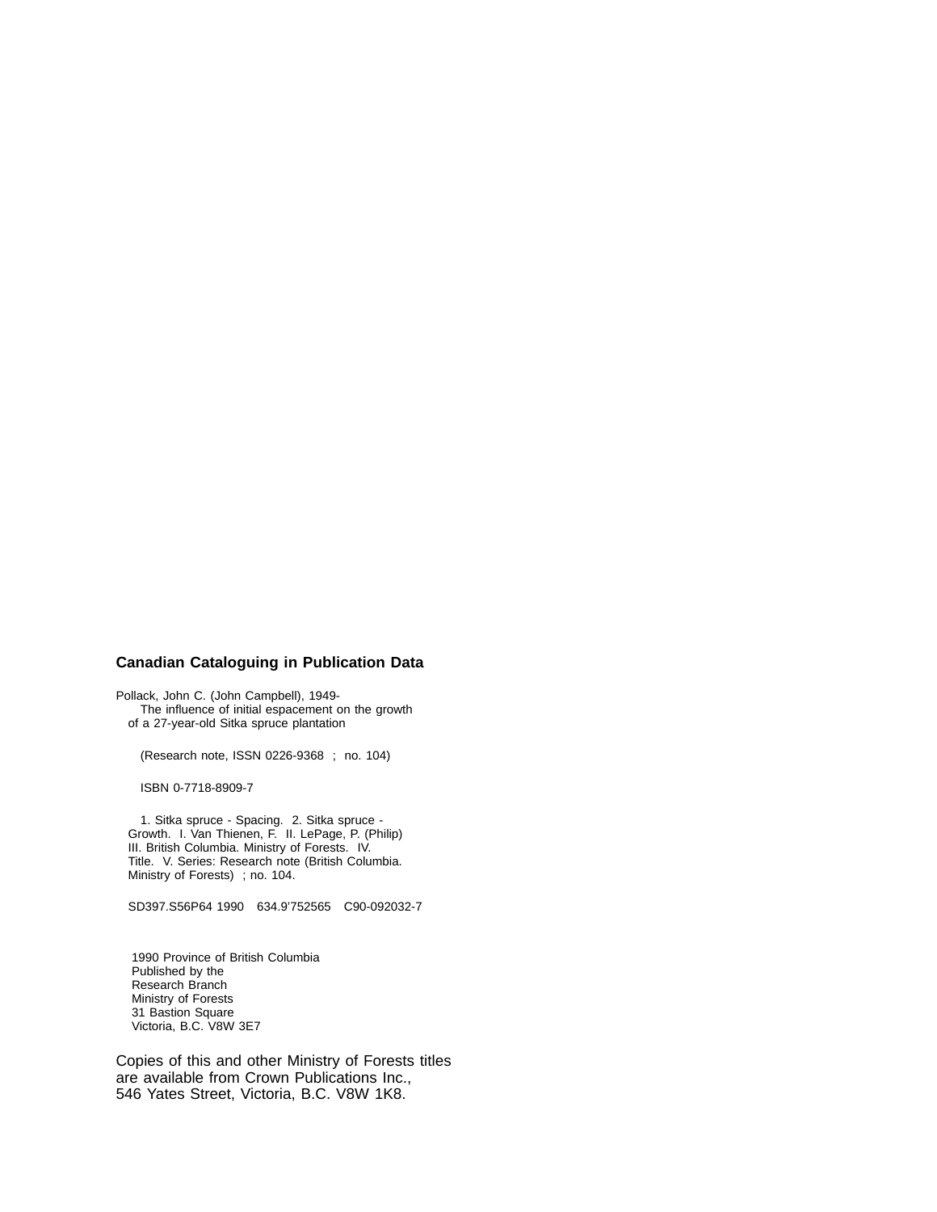**Canadian Cataloguing in Publication Data**

Pollack, John C. (John Campbell), 1949-
The influence of initial espacement on the growth of a 27-year-old Sitka spruce plantation

(Research note, ISSN 0226-9368 ; no. 104)

ISBN 0-7718-8909-7

1. Sitka spruce - Spacing. 2. Sitka spruce - Growth. I. Van Thienen, F. II. LePage, P. (Philip) III. British Columbia. Ministry of Forests. IV. Title. V. Series: Research note (British Columbia. Ministry of Forests) ; no. 104.

SD397.S56P64 1990 634.9'752565 C90-092032-7

1990 Province of British Columbia
Published by the
Research Branch
Ministry of Forests
31 Bastion Square
Victoria, B.C. V8W 3E7

Copies of this and other Ministry of Forests titles are available from Crown Publications Inc., 546 Yates Street, Victoria, B.C. V8W 1K8.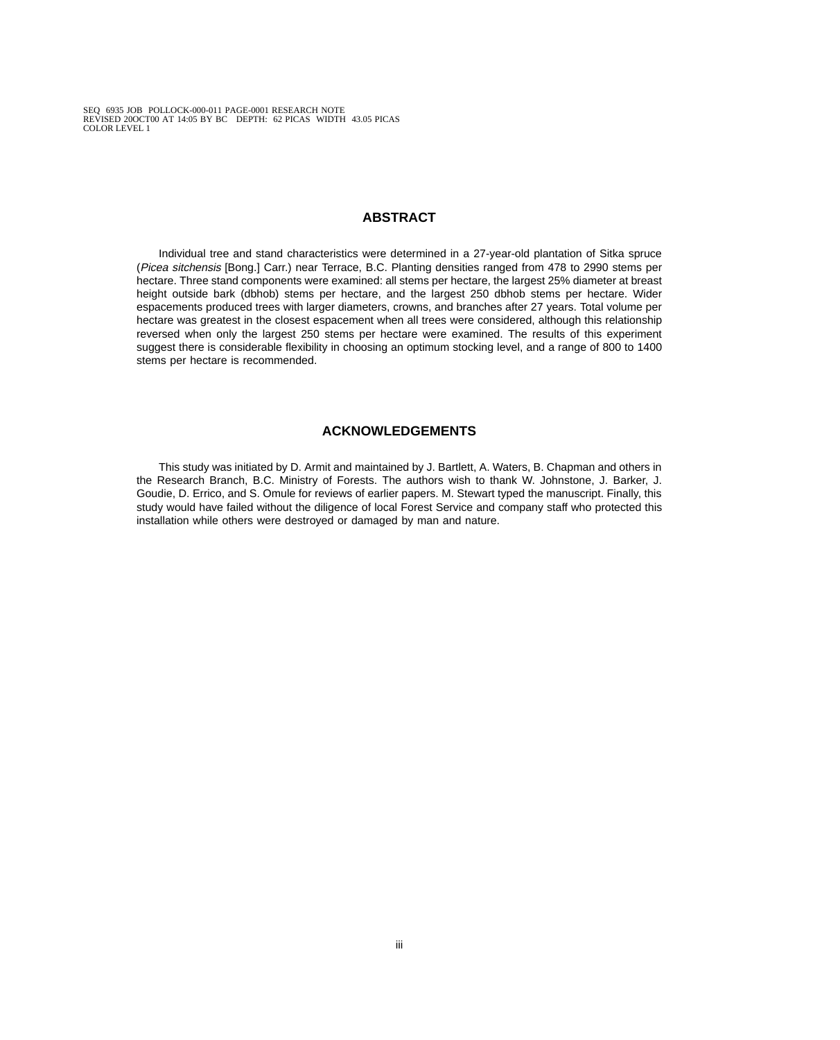## ABSTRACT

Individual tree and stand characteristics were determined in a 27-year-old plantation of Sitka spruce (*Picea sitchensis* [Bong.] Carr.) near Terrace, B.C. Planting densities ranged from 478 to 2990 stems per hectare. Three stand components were examined: all stems per hectare, the largest 25% diameter at breast height outside bark (dbhob) stems per hectare, and the largest 250 dbhob stems per hectare. Wider espacements produced trees with larger diameters, crowns, and branches after 27 years. Total volume per hectare was greatest in the closest espacement when all trees were considered, although this relationship reversed when only the largest 250 stems per hectare were examined. The results of this experiment suggest there is considerable flexibility in choosing an optimum stocking level, and a range of 800 to 1400 stems per hectare is recommended.

## ACKNOWLEDGEMENTS

This study was initiated by D. Armit and maintained by J. Bartlett, A. Waters, B. Chapman and others in the Research Branch, B.C. Ministry of Forests. The authors wish to thank W. Johnstone, J. Barker, J. Goudie, D. Errico, and S. Omule for reviews of earlier papers. M. Stewart typed the manuscript. Finally, this study would have failed without the diligence of local Forest Service and company staff who protected this installation while others were destroyed or damaged by man and nature.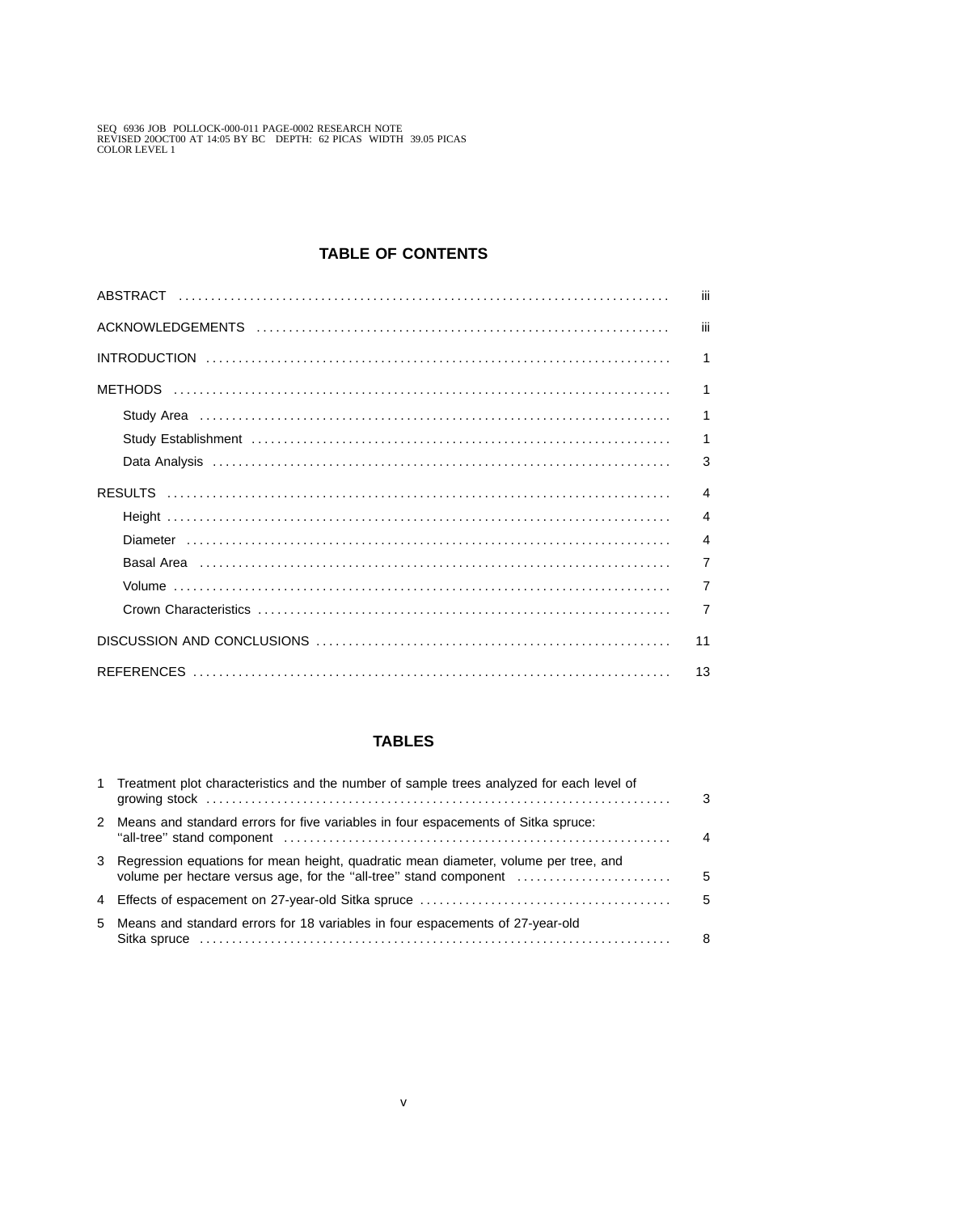## TABLE OF CONTENTS

| | |
|---|---|
| ABSTRACT | iii |
| ACKNOWLEDGEMENTS | iii |
| INTRODUCTION | 1 |
| METHODS | 1 |
| Study Area | 1 |
| Study Establishment | 1 |
| Data Analysis | 3 |
| RESULTS | 4 |
| Height | 4 |
| Diameter | 4 |
| Basal Area | 7 |
| Volume | 7 |
| Crown Characteristics | 7 |
| DISCUSSION AND CONCLUSIONS | 11 |
| REFERENCES | 13 |

## TABLES

| | | |
|---|---|---|
| 1 | Treatment plot characteristics and the number of sample trees analyzed for each level of growing stock | 3 |
| 2 | Means and standard errors for five variables in four espacements of Sitka spruce: "all-tree" stand component | 4 |
| 3 | Regression equations for mean height, quadratic mean diameter, volume per tree, and volume per hectare versus age, for the "all-tree" stand component | 5 |
| 4 | Effects of espacement on 27-year-old Sitka spruce | 5 |
| 5 | Means and standard errors for 18 variables in four espacements of 27-year-old Sitka spruce | 8 |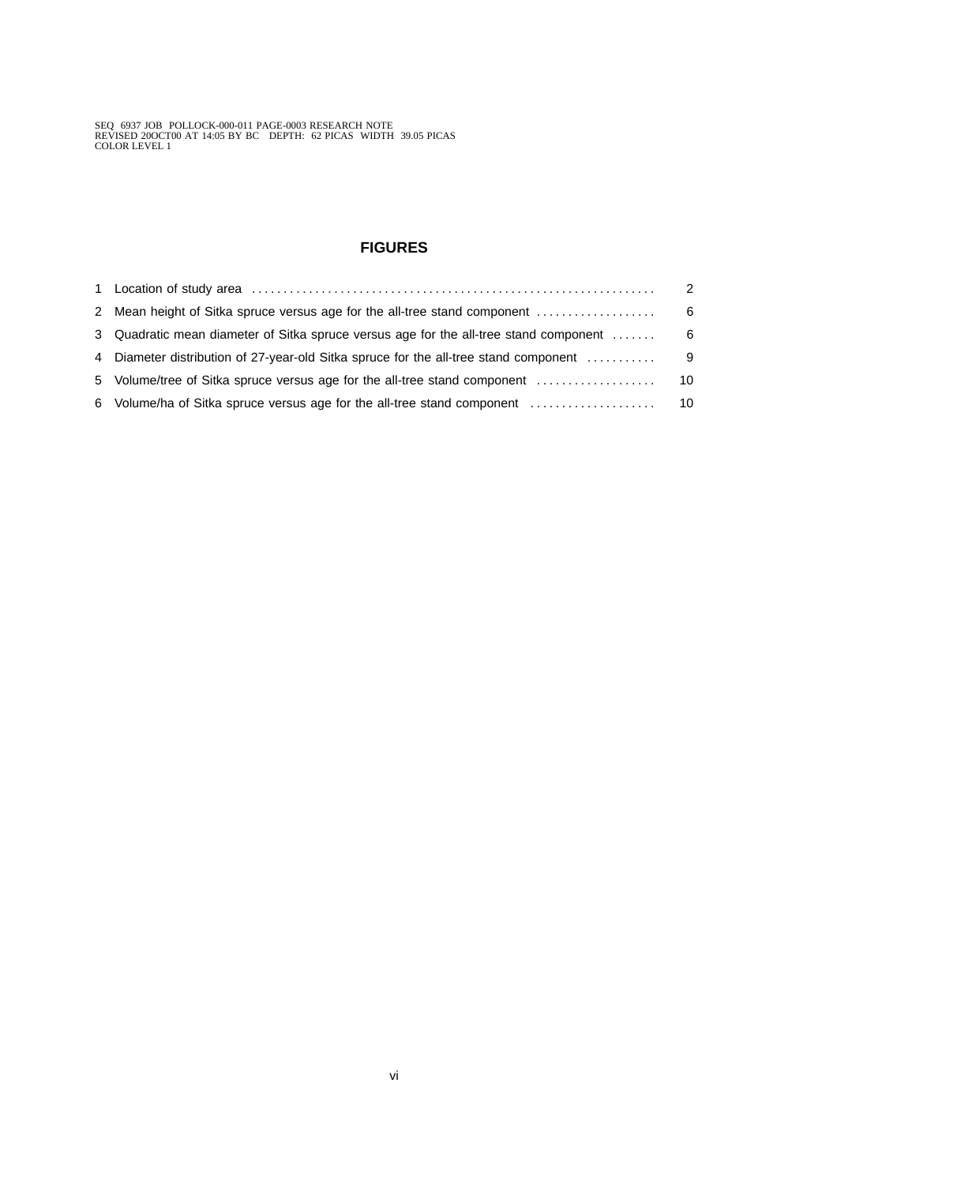# FIGURES

| | | |
|---|---|---|
| 1 | Location of study area | 2 |
| 2 | Mean height of Sitka spruce versus age for the all-tree stand component | 6 |
| 3 | Quadratic mean diameter of Sitka spruce versus age for the all-tree stand component | 6 |
| 4 | Diameter distribution of 27-year-old Sitka spruce for the all-tree stand component | 9 |
| 5 | Volume/tree of Sitka spruce versus age for the all-tree stand component | 10 |
| 6 | Volume/ha of Sitka spruce versus age for the all-tree stand component | 10 |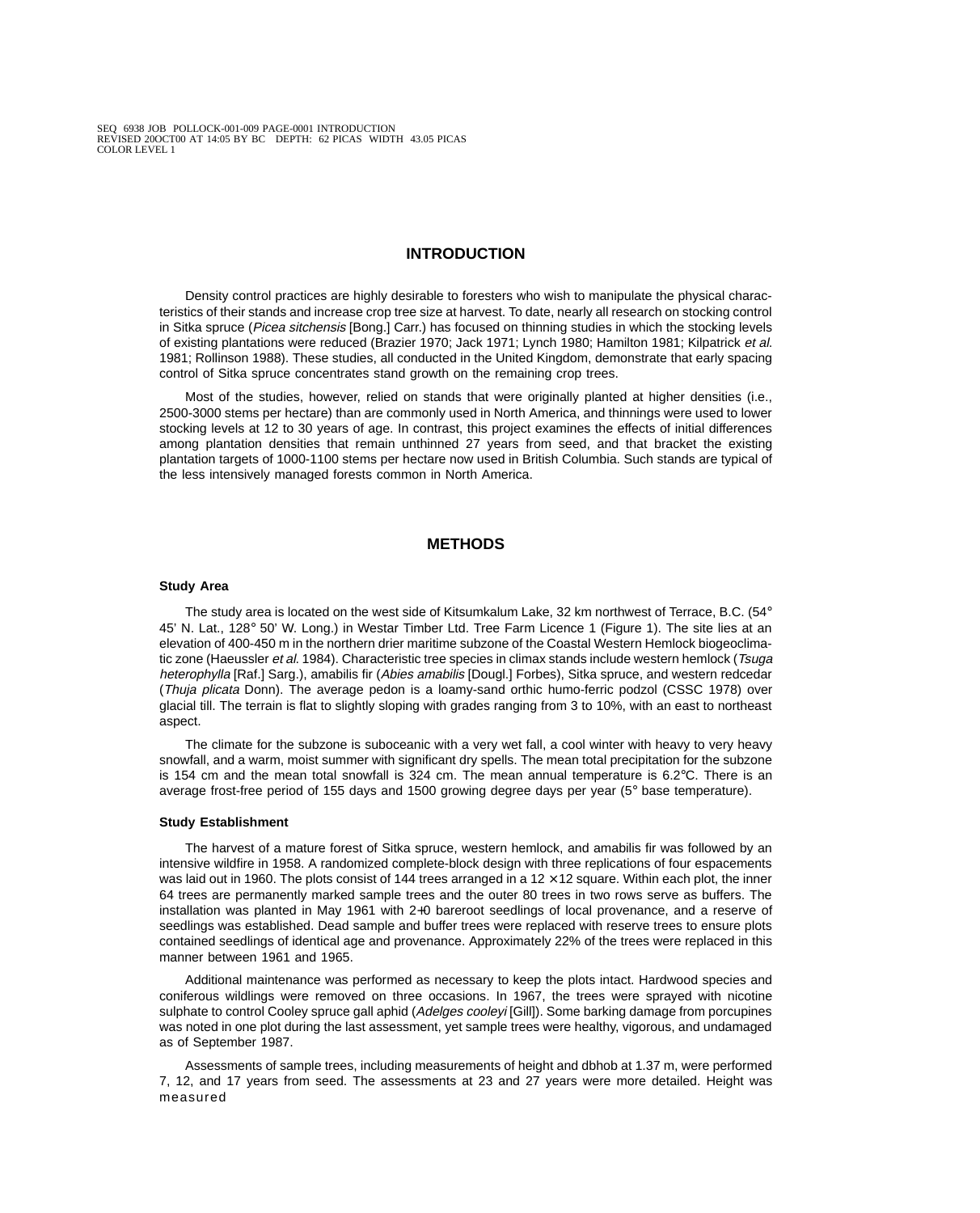## INTRODUCTION

Density control practices are highly desirable to foresters who wish to manipulate the physical characteristics of their stands and increase crop tree size at harvest. To date, nearly all research on stocking control in Sitka spruce (*Picea sitchensis* [Bong.] Carr.) has focused on thinning studies in which the stocking levels of existing plantations were reduced (Brazier 1970; Jack 1971; Lynch 1980; Hamilton 1981; Kilpatrick *et al.* 1981; Rollinson 1988). These studies, all conducted in the United Kingdom, demonstrate that early spacing control of Sitka spruce concentrates stand growth on the remaining crop trees.

Most of the studies, however, relied on stands that were originally planted at higher densities (i.e., 2500-3000 stems per hectare) than are commonly used in North America, and thinnings were used to lower stocking levels at 12 to 30 years of age. In contrast, this project examines the effects of initial differences among plantation densities that remain unthinned 27 years from seed, and that bracket the existing plantation targets of 1000-1100 stems per hectare now used in British Columbia. Such stands are typical of the less intensively managed forests common in North America.

## METHODS

### Study Area

The study area is located on the west side of Kitsumkalum Lake, 32 km northwest of Terrace, B.C. (54° 45' N. Lat., 128° 50' W. Long.) in Westar Timber Ltd. Tree Farm Licence 1 (Figure 1). The site lies at an elevation of 400-450 m in the northern drier maritime subzone of the Coastal Western Hemlock biogeoclimatic zone (Haeussler *et al.* 1984). Characteristic tree species in climax stands include western hemlock (*Tsuga heterophylla* [Raf.] Sarg.), amabilis fir (*Abies amabilis* [Dougl.] Forbes), Sitka spruce, and western redcedar (*Thuja plicata* Donn). The average pedon is a loamy-sand orthic humo-ferric podzol (CSSC 1978) over glacial till. The terrain is flat to slightly sloping with grades ranging from 3 to 10%, with an east to northeast aspect.

The climate for the subzone is suboceanic with a very wet fall, a cool winter with heavy to very heavy snowfall, and a warm, moist summer with significant dry spells. The mean total precipitation for the subzone is 154 cm and the mean total snowfall is 324 cm. The mean annual temperature is 6.2°C. There is an average frost-free period of 155 days and 1500 growing degree days per year (5° base temperature).

### Study Establishment

The harvest of a mature forest of Sitka spruce, western hemlock, and amabilis fir was followed by an intensive wildfire in 1958. A randomized complete-block design with three replications of four espacements was laid out in 1960. The plots consist of 144 trees arranged in a 12 × 12 square. Within each plot, the inner 64 trees are permanently marked sample trees and the outer 80 trees in two rows serve as buffers. The installation was planted in May 1961 with 2+0 bareroot seedlings of local provenance, and a reserve of seedlings was established. Dead sample and buffer trees were replaced with reserve trees to ensure plots contained seedlings of identical age and provenance. Approximately 22% of the trees were replaced in this manner between 1961 and 1965.

Additional maintenance was performed as necessary to keep the plots intact. Hardwood species and coniferous wildlings were removed on three occasions. In 1967, the trees were sprayed with nicotine sulphate to control Cooley spruce gall aphid (*Adelges cooleyi* [Gill]). Some barking damage from porcupines was noted in one plot during the last assessment, yet sample trees were healthy, vigorous, and undamaged as of September 1987.

Assessments of sample trees, including measurements of height and dbhob at 1.37 m, were performed 7, 12, and 17 years from seed. The assessments at 23 and 27 years were more detailed. Height was measured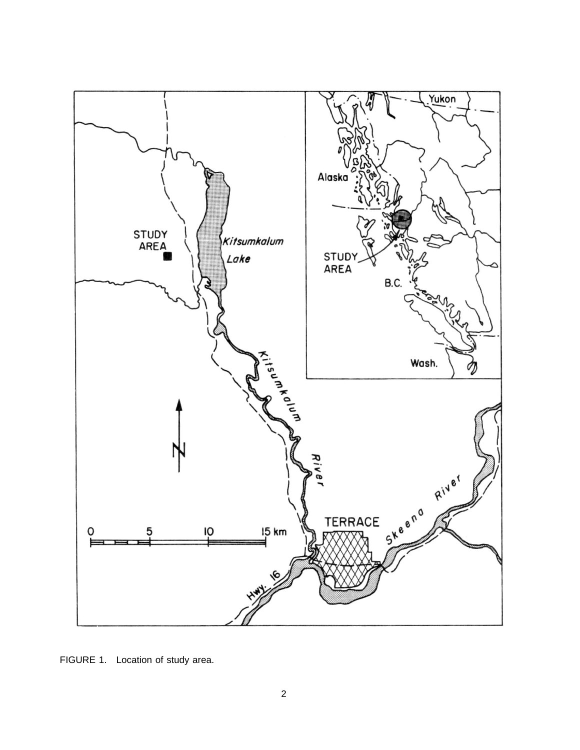FIGURE 1.   Location of study area.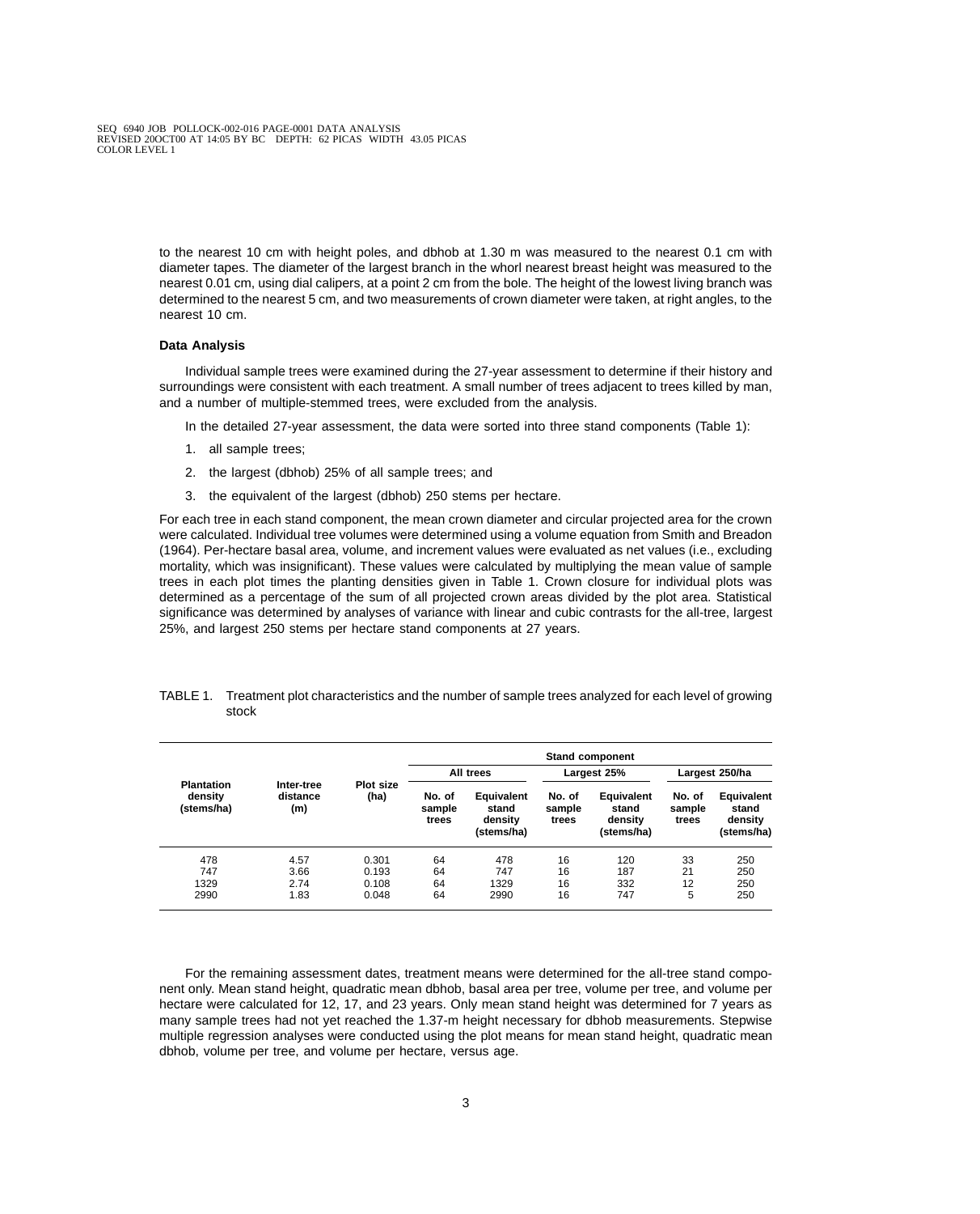to the nearest 10 cm with height poles, and dbhob at 1.30 m was measured to the nearest 0.1 cm with diameter tapes. The diameter of the largest branch in the whorl nearest breast height was measured to the nearest 0.01 cm, using dial calipers, at a point 2 cm from the bole. The height of the lowest living branch was determined to the nearest 5 cm, and two measurements of crown diameter were taken, at right angles, to the nearest 10 cm.

### Data Analysis

Individual sample trees were examined during the 27-year assessment to determine if their history and surroundings were consistent with each treatment. A small number of trees adjacent to trees killed by man, and a number of multiple-stemmed trees, were excluded from the analysis.

In the detailed 27-year assessment, the data were sorted into three stand components (Table 1):

1. all sample trees;
2. the largest (dbhob) 25% of all sample trees; and
3. the equivalent of the largest (dbhob) 250 stems per hectare.

For each tree in each stand component, the mean crown diameter and circular projected area for the crown were calculated. Individual tree volumes were determined using a volume equation from Smith and Breadon (1964). Per-hectare basal area, volume, and increment values were evaluated as net values (i.e., excluding mortality, which was insignificant). These values were calculated by multiplying the mean value of sample trees in each plot times the planting densities given in Table 1. Crown closure for individual plots was determined as a percentage of the sum of all projected crown areas divided by the plot area. Statistical significance was determined by analyses of variance with linear and cubic contrasts for the all-tree, largest 25%, and largest 250 stems per hectare stand components at 27 years.

TABLE 1. Treatment plot characteristics and the number of sample trees analyzed for each level of growing stock

| Plantation density (stems/ha) | Inter-tree distance (m) | Plot size (ha) | Stand component | | | | | |
|---|---|---|---|---|---|---|---|---|
| | | | All trees | | Largest 25% | | Largest 250/ha | |
| | | | No. of sample trees | Equivalent stand density (stems/ha) | No. of sample trees | Equivalent stand density (stems/ha) | No. of sample trees | Equivalent stand density (stems/ha) |
| 478 | 4.57 | 0.301 | 64 | 478 | 16 | 120 | 33 | 250 |
| 747 | 3.66 | 0.193 | 64 | 747 | 16 | 187 | 21 | 250 |
| 1329 | 2.74 | 0.108 | 64 | 1329 | 16 | 332 | 12 | 250 |
| 2990 | 1.83 | 0.048 | 64 | 2990 | 16 | 747 | 5 | 250 |

For the remaining assessment dates, treatment means were determined for the all-tree stand component only. Mean stand height, quadratic mean dbhob, basal area per tree, volume per tree, and volume per hectare were calculated for 12, 17, and 23 years. Only mean stand height was determined for 7 years as many sample trees had not yet reached the 1.37-m height necessary for dbhob measurements. Stepwise multiple regression analyses were conducted using the plot means for mean stand height, quadratic mean dbhob, volume per tree, and volume per hectare, versus age.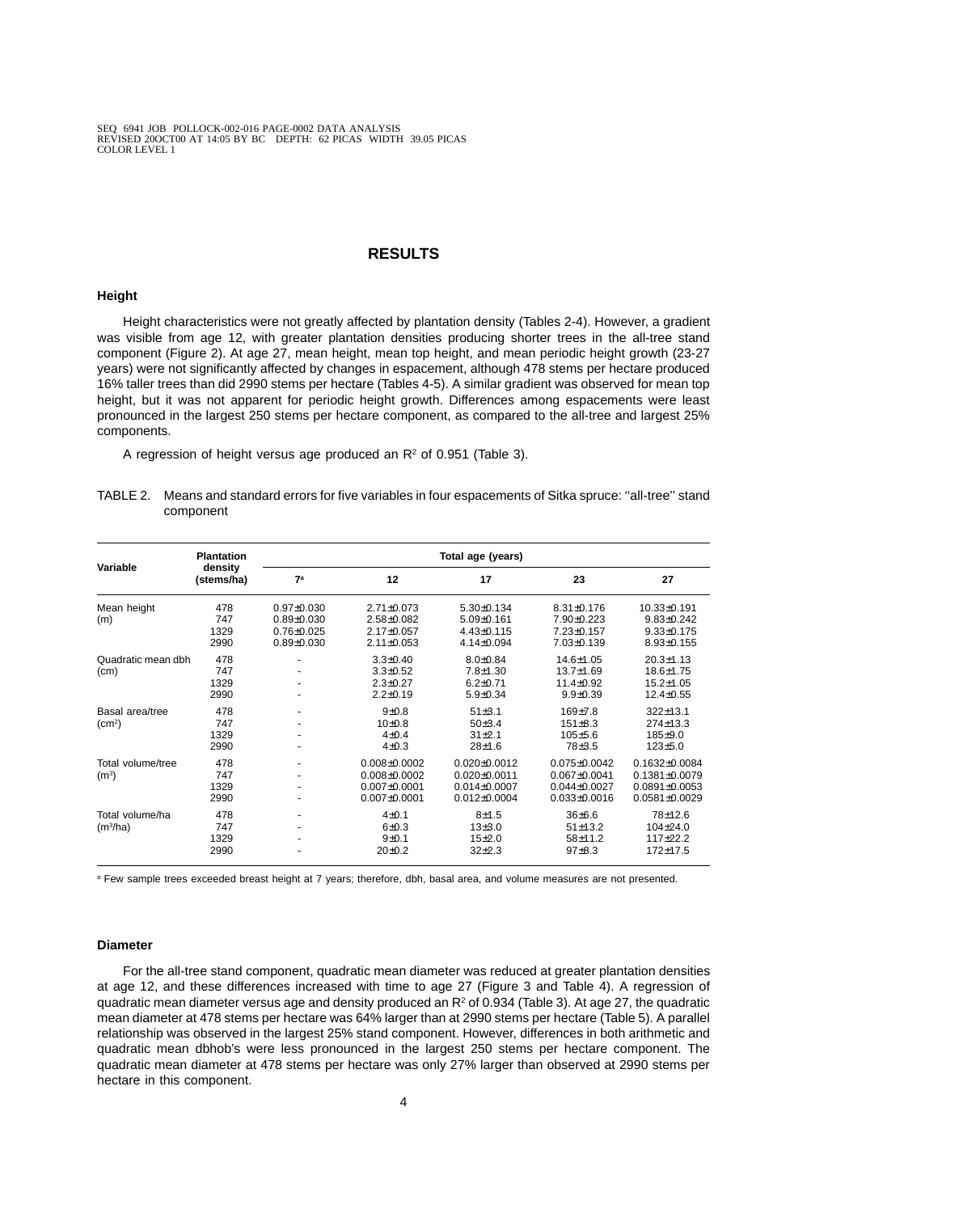## RESULTS

### Height

Height characteristics were not greatly affected by plantation density (Tables 2-4). However, a gradient was visible from age 12, with greater plantation densities producing shorter trees in the all-tree stand component (Figure 2). At age 27, mean height, mean top height, and mean periodic height growth (23-27 years) were not significantly affected by changes in espacement, although 478 stems per hectare produced 16% taller trees than did 2990 stems per hectare (Tables 4-5). A similar gradient was observed for mean top height, but it was not apparent for periodic height growth. Differences among espacements were least pronounced in the largest 250 stems per hectare component, as compared to the all-tree and largest 25% components.

A regression of height versus age produced an $R^2$ of 0.951 (Table 3).

TABLE 2. Means and standard errors for five variables in four espacements of Sitka spruce: ''all-tree'' stand component

| Variable | Plantation density (stems/ha) | Total age (years) | | | | |
|---|---|---|---|---|---|---|
| | | 7[a] | 12 | 17 | 23 | 27 |
| Mean height (m) | 478 | 0.97±0.030 | 2.71±0.073 | 5.30±0.134 | 8.31±0.176 | 10.33±0.191 |
| | 747 | 0.89±0.030 | 2.58±0.082 | 5.09±0.161 | 7.90±0.223 | 9.83±0.242 |
| | 1329 | 0.76±0.025 | 2.17±0.057 | 4.43±0.115 | 7.23±0.157 | 9.33±0.175 |
| | 2990 | 0.89±0.030 | 2.11±0.053 | 4.14±0.094 | 7.03±0.139 | 8.93±0.155 |
| Quadratic mean dbh (cm) | 478 | - | 3.3±0.40 | 8.0±0.84 | 14.6±1.05 | 20.3±1.13 |
| | 747 | - | 3.3±0.52 | 7.8±1.30 | 13.7±1.69 | 18.6±1.75 |
| | 1329 | - | 2.3±0.27 | 6.2±0.71 | 11.4±0.92 | 15.2±1.05 |
| | 2990 | - | 2.2±0.19 | 5.9±0.34 | 9.9±0.39 | 12.4±0.55 |
| Basal area/tree ($cm^2$) | 478 | - | 9±0.8 | 51±3.1 | 169±7.8 | 322±13.1 |
| | 747 | - | 10±0.8 | 50±3.4 | 151±8.3 | 274±13.3 |
| | 1329 | - | 4±0.4 | 31±2.1 | 105±5.6 | 185±9.0 |
| | 2990 | - | 4±0.3 | 28±1.6 | 78±3.5 | 123±5.0 |
| Total volume/tree ($m^3$) | 478 | - | 0.008±0.0002 | 0.020±0.0012 | 0.075±0.0042 | 0.1632±0.0084 |
| | 747 | - | 0.008±0.0002 | 0.020±0.0011 | 0.067±0.0041 | 0.1381±0.0079 |
| | 1329 | - | 0.007±0.0001 | 0.014±0.0007 | 0.044±0.0027 | 0.0891±0.0053 |
| | 2990 | - | 0.007±0.0001 | 0.012±0.0004 | 0.033±0.0016 | 0.0581±0.0029 |
| Total volume/ha ($m^3$/ha) | 478 | - | 4±0.1 | 8±1.5 | 36±6.6 | 78±12.6 |
| | 747 | - | 6±0.3 | 13±3.0 | 51±13.2 | 104±24.0 |
| | 1329 | - | 9±0.1 | 15±2.0 | 58±11.2 | 117±22.2 |
| | 2990 | - | 20±0.2 | 32±2.3 | 97±8.3 | 172±17.5 |

[a] Few sample trees exceeded breast height at 7 years; therefore, dbh, basal area, and volume measures are not presented.

### Diameter

For the all-tree stand component, quadratic mean diameter was reduced at greater plantation densities at age 12, and these differences increased with time to age 27 (Figure 3 and Table 4). A regression of quadratic mean diameter versus age and density produced an $R^2$ of 0.934 (Table 3). At age 27, the quadratic mean diameter at 478 stems per hectare was 64% larger than at 2990 stems per hectare (Table 5). A parallel relationship was observed in the largest 25% stand component. However, differences in both arithmetic and quadratic mean dbhob's were less pronounced in the largest 250 stems per hectare component. The quadratic mean diameter at 478 stems per hectare was only 27% larger than observed at 2990 stems per hectare in this component.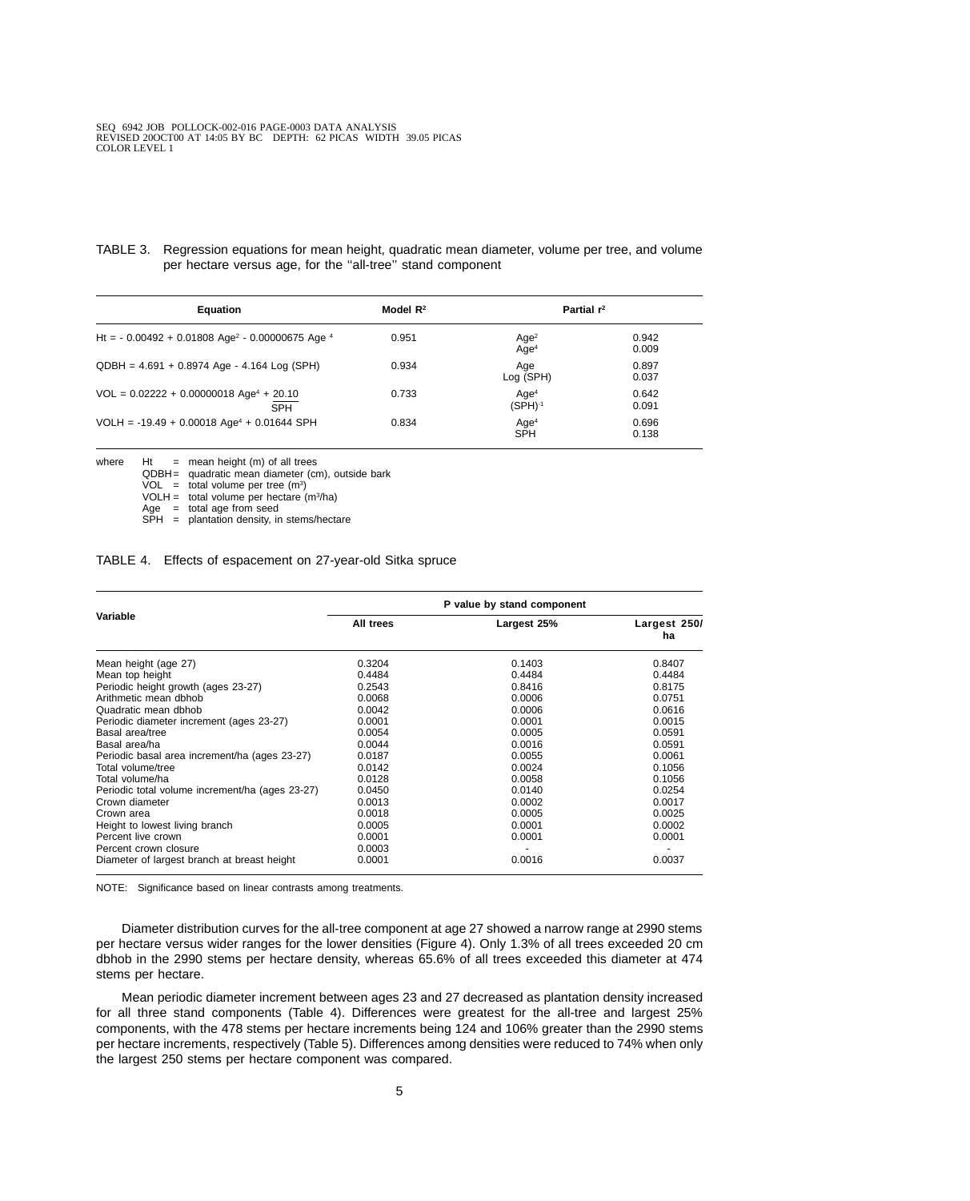TABLE 3. Regression equations for mean height, quadratic mean diameter, volume per tree, and volume per hectare versus age, for the "all-tree" stand component

| Equation | Model $R^2$ | Partial $r^2$ | |
|---|---|---|---|
| $Ht = -0.00492 + 0.01808\ Age^2 - 0.00000675\ Age^4$ | 0.951 | $Age^2$<br>$Age^4$ | 0.942<br>0.009 |
| $QDBH = 4.691 + 0.8974\ Age - 4.164\ Log\ (SPH)$ | 0.934 | Age<br>Log (SPH) | 0.897<br>0.037 |
| $VOL = 0.02222 + 0.00000018\ Age^4 + \frac{20.10}{SPH}$ | 0.733 | $Age^4$<br>$(SPH)^{-1}$ | 0.642<br>0.091 |
| $VOLH = -19.49 + 0.00018\ Age^4 + 0.01644\ SPH$ | 0.834 | $Age^4$<br>SPH | 0.696<br>0.138 |

where
- Ht = mean height (m) of all trees
- QDBH = quadratic mean diameter (cm), outside bark
- VOL = total volume per tree ($m^3$)
- VOLH = total volume per hectare ($m^3$/ha)
- Age = total age from seed
- SPH = plantation density, in stems/hectare

TABLE 4. Effects of espacement on 27-year-old Sitka spruce

| Variable | P value by stand component | | |
|---|---|---|---|
| | All trees | Largest 25% | Largest 250/ha |
| Mean height (age 27) | 0.3204 | 0.1403 | 0.8407 |
| Mean top height | 0.4484 | 0.4484 | 0.4484 |
| Periodic height growth (ages 23-27) | 0.2543 | 0.8416 | 0.8175 |
| Arithmetic mean dbhob | 0.0068 | 0.0006 | 0.0751 |
| Quadratic mean dbhob | 0.0042 | 0.0006 | 0.0616 |
| Periodic diameter increment (ages 23-27) | 0.0001 | 0.0001 | 0.0015 |
| Basal area/tree | 0.0054 | 0.0005 | 0.0591 |
| Basal area/ha | 0.0044 | 0.0016 | 0.0591 |
| Periodic basal area increment/ha (ages 23-27) | 0.0187 | 0.0055 | 0.0061 |
| Total volume/tree | 0.0142 | 0.0024 | 0.1056 |
| Total volume/ha | 0.0128 | 0.0058 | 0.1056 |
| Periodic total volume increment/ha (ages 23-27) | 0.0450 | 0.0140 | 0.0254 |
| Crown diameter | 0.0013 | 0.0002 | 0.0017 |
| Crown area | 0.0018 | 0.0005 | 0.0025 |
| Height to lowest living branch | 0.0005 | 0.0001 | 0.0002 |
| Percent live crown | 0.0001 | 0.0001 | 0.0001 |
| Percent crown closure | 0.0003 | - | - |
| Diameter of largest branch at breast height | 0.0001 | 0.0016 | 0.0037 |

NOTE: Significance based on linear contrasts among treatments.

Diameter distribution curves for the all-tree component at age 27 showed a narrow range at 2990 stems per hectare versus wider ranges for the lower densities (Figure 4). Only 1.3% of all trees exceeded 20 cm dbhob in the 2990 stems per hectare density, whereas 65.6% of all trees exceeded this diameter at 474 stems per hectare.

Mean periodic diameter increment between ages 23 and 27 decreased as plantation density increased for all three stand components (Table 4). Differences were greatest for the all-tree and largest 25% components, with the 478 stems per hectare increments being 124 and 106% greater than the 2990 stems per hectare increments, respectively (Table 5). Differences among densities were reduced to 74% when only the largest 250 stems per hectare component was compared.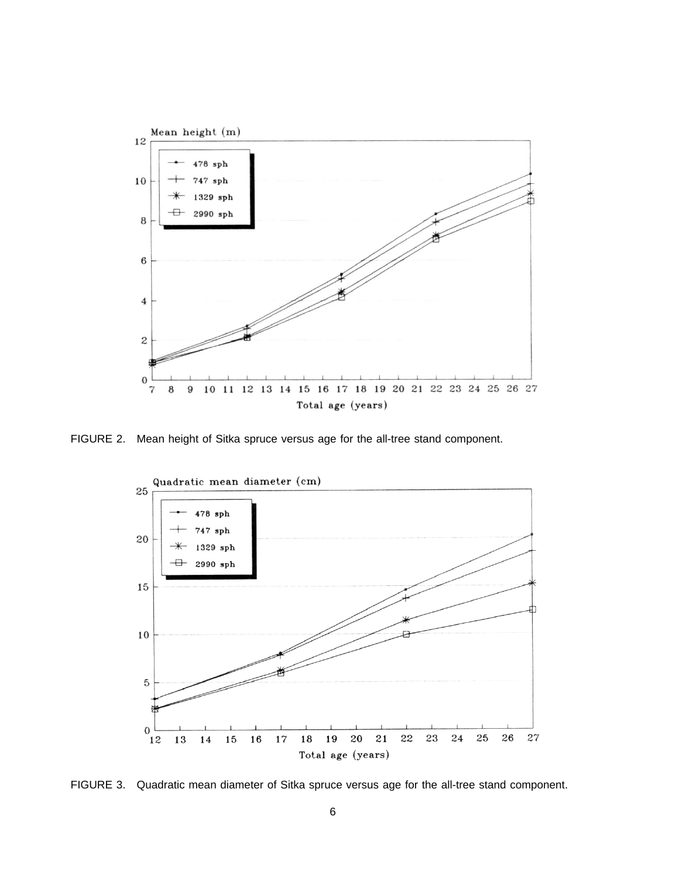FIGURE 2. Mean height of Sitka spruce versus age for the all-tree stand component.

FIGURE 3. Quadratic mean diameter of Sitka spruce versus age for the all-tree stand component.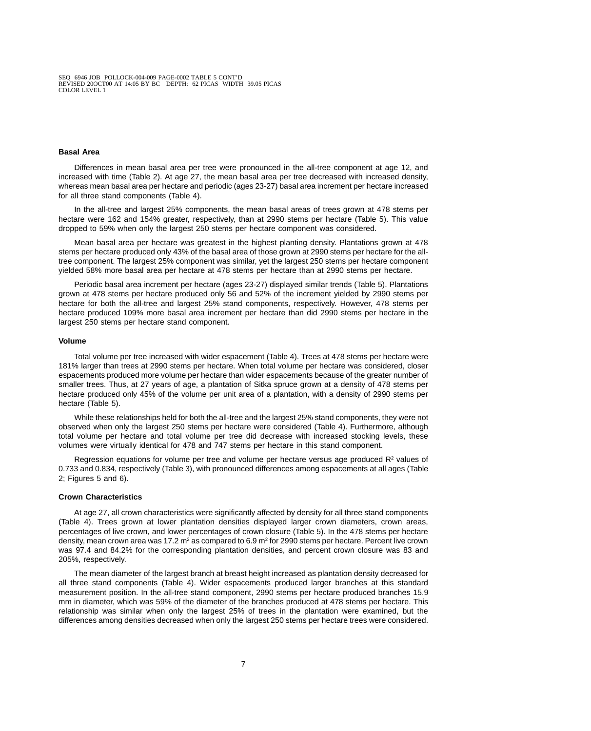### Basal Area

Differences in mean basal area per tree were pronounced in the all-tree component at age 12, and increased with time (Table 2). At age 27, the mean basal area per tree decreased with increased density, whereas mean basal area per hectare and periodic (ages 23-27) basal area increment per hectare increased for all three stand components (Table 4).

In the all-tree and largest 25% components, the mean basal areas of trees grown at 478 stems per hectare were 162 and 154% greater, respectively, than at 2990 stems per hectare (Table 5). This value dropped to 59% when only the largest 250 stems per hectare component was considered.

Mean basal area per hectare was greatest in the highest planting density. Plantations grown at 478 stems per hectare produced only 43% of the basal area of those grown at 2990 stems per hectare for the all-tree component. The largest 25% component was similar, yet the largest 250 stems per hectare component yielded 58% more basal area per hectare at 478 stems per hectare than at 2990 stems per hectare.

Periodic basal area increment per hectare (ages 23-27) displayed similar trends (Table 5). Plantations grown at 478 stems per hectare produced only 56 and 52% of the increment yielded by 2990 stems per hectare for both the all-tree and largest 25% stand components, respectively. However, 478 stems per hectare produced 109% more basal area increment per hectare than did 2990 stems per hectare in the largest 250 stems per hectare stand component.

### Volume

Total volume per tree increased with wider espacement (Table 4). Trees at 478 stems per hectare were 181% larger than trees at 2990 stems per hectare. When total volume per hectare was considered, closer espacements produced more volume per hectare than wider espacements because of the greater number of smaller trees. Thus, at 27 years of age, a plantation of Sitka spruce grown at a density of 478 stems per hectare produced only 45% of the volume per unit area of a plantation, with a density of 2990 stems per hectare (Table 5).

While these relationships held for both the all-tree and the largest 25% stand components, they were not observed when only the largest 250 stems per hectare were considered (Table 4). Furthermore, although total volume per hectare and total volume per tree did decrease with increased stocking levels, these volumes were virtually identical for 478 and 747 stems per hectare in this stand component.

Regression equations for volume per tree and volume per hectare versus age produced $R^2$ values of 0.733 and 0.834, respectively (Table 3), with pronounced differences among espacements at all ages (Table 2; Figures 5 and 6).

### Crown Characteristics

At age 27, all crown characteristics were significantly affected by density for all three stand components (Table 4). Trees grown at lower plantation densities displayed larger crown diameters, crown areas, percentages of live crown, and lower percentages of crown closure (Table 5). In the 478 stems per hectare density, mean crown area was 17.2 $m^2$ as compared to 6.9 $m^2$ for 2990 stems per hectare. Percent live crown was 97.4 and 84.2% for the corresponding plantation densities, and percent crown closure was 83 and 205%, respectively.

The mean diameter of the largest branch at breast height increased as plantation density decreased for all three stand components (Table 4). Wider espacements produced larger branches at this standard measurement position. In the all-tree stand component, 2990 stems per hectare produced branches 15.9 mm in diameter, which was 59% of the diameter of the branches produced at 478 stems per hectare. This relationship was similar when only the largest 25% of trees in the plantation were examined, but the differences among densities decreased when only the largest 250 stems per hectare trees were considered.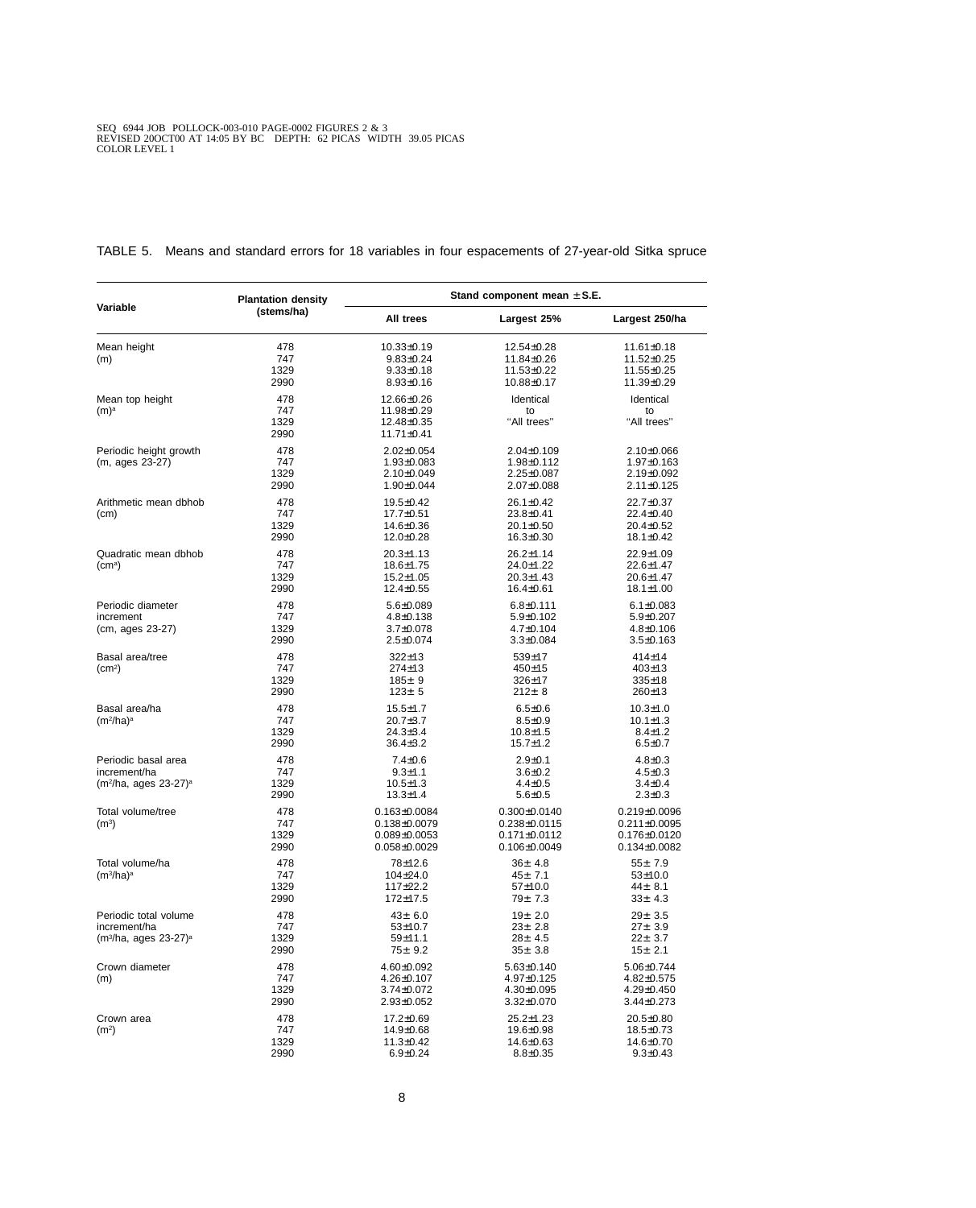TABLE 5. Means and standard errors for 18 variables in four espacements of 27-year-old Sitka spruce

| Variable | Plantation density (stems/ha) | Stand component mean ± S.E. | | |
|---|---|---|---|---|
| | | All trees | Largest 25% | Largest 250/ha |
| Mean height (m) | 478 | 10.33±0.19 | 12.54±0.28 | 11.61±0.18 |
| | 747 | 9.83±0.24 | 11.84±0.26 | 11.52±0.25 |
| | 1329 | 9.33±0.18 | 11.53±0.22 | 11.55±0.25 |
| | 2990 | 8.93±0.16 | 10.88±0.17 | 11.39±0.29 |
| Mean top height (m)[a] | 478 | 12.66±0.26 | Identical to "All trees" | Identical to "All trees" |
| | 747 | 11.98±0.29 | | |
| | 1329 | 12.48±0.35 | | |
| | 2990 | 11.71±0.41 | | |
| Periodic height growth (m, ages 23-27) | 478 | 2.02±0.054 | 2.04±0.109 | 2.10±0.066 |
| | 747 | 1.93±0.083 | 1.98±0.112 | 1.97±0.163 |
| | 1329 | 2.10±0.049 | 2.25±0.087 | 2.19±0.092 |
| | 2990 | 1.90±0.044 | 2.07±0.088 | 2.11±0.125 |
| Arithmetic mean dbhob (cm) | 478 | 19.5±0.42 | 26.1±0.42 | 22.7±0.37 |
| | 747 | 17.7±0.51 | 23.8±0.41 | 22.4±0.40 |
| | 1329 | 14.6±0.36 | 20.1±0.50 | 20.4±0.52 |
| | 2990 | 12.0±0.28 | 16.3±0.30 | 18.1±0.42 |
| Quadratic mean dbhob (cm[a]) | 478 | 20.3±1.13 | 26.2±1.14 | 22.9±1.09 |
| | 747 | 18.6±1.75 | 24.0±1.22 | 22.6±1.47 |
| | 1329 | 15.2±1.05 | 20.3±1.43 | 20.6±1.47 |
| | 2990 | 12.4±0.55 | 16.4±0.61 | 18.1±1.00 |
| Periodic diameter increment (cm, ages 23-27) | 478 | 5.6±0.089 | 6.8±0.111 | 6.1±0.083 |
| | 747 | 4.8±0.138 | 5.9±0.102 | 5.9±0.207 |
| | 1329 | 3.7±0.078 | 4.7±0.104 | 4.8±0.106 |
| | 2990 | 2.5±0.074 | 3.3±0.084 | 3.5±0.163 |
| Basal area/tree ($cm^2$) | 478 | 322±13 | 539±17 | 414±14 |
| | 747 | 274±13 | 450±15 | 403±13 |
| | 1329 | 185± 9 | 326±17 | 335±18 |
| | 2990 | 123± 5 | 212± 8 | 260±13 |
| Basal area/ha ($m^2$/ha)[a] | 478 | 15.5±1.7 | 6.5±0.6 | 10.3±1.0 |
| | 747 | 20.7±3.7 | 8.5±0.9 | 10.1±1.3 |
| | 1329 | 24.3±3.4 | 10.8±1.5 | 8.4±1.2 |
| | 2990 | 36.4±3.2 | 15.7±1.2 | 6.5±0.7 |
| Periodic basal area increment/ha ($m^2$/ha, ages 23-27)[a] | 478 | 7.4±0.6 | 2.9±0.1 | 4.8±0.3 |
| | 747 | 9.3±1.1 | 3.6±0.2 | 4.5±0.3 |
| | 1329 | 10.5±1.3 | 4.4±0.5 | 3.4±0.4 |
| | 2990 | 13.3±1.4 | 5.6±0.5 | 2.3±0.3 |
| Total volume/tree ($m^3$) | 478 | 0.163±0.0084 | 0.300±0.0140 | 0.219±0.0096 |
| | 747 | 0.138±0.0079 | 0.238±0.0115 | 0.211±0.0095 |
| | 1329 | 0.089±0.0053 | 0.171±0.0112 | 0.176±0.0120 |
| | 2990 | 0.058±0.0029 | 0.106±0.0049 | 0.134±0.0082 |
| Total volume/ha ($m^3$/ha)[a] | 478 | 78±12.6 | 36± 4.8 | 55± 7.9 |
| | 747 | 104±24.0 | 45± 7.1 | 53±10.0 |
| | 1329 | 117±22.2 | 57±10.0 | 44± 8.1 |
| | 2990 | 172±17.5 | 79± 7.3 | 33± 4.3 |
| Periodic total volume increment/ha ($m^3$/ha, ages 23-27)[a] | 478 | 43± 6.0 | 19± 2.0 | 29± 3.5 |
| | 747 | 53±10.7 | 23± 2.8 | 27± 3.9 |
| | 1329 | 59±11.1 | 28± 4.5 | 22± 3.7 |
| | 2990 | 75± 9.2 | 35± 3.8 | 15± 2.1 |
| Crown diameter (m) | 478 | 4.60±0.092 | 5.63±0.140 | 5.06±0.744 |
| | 747 | 4.26±0.107 | 4.97±0.125 | 4.82±0.575 |
| | 1329 | 3.74±0.072 | 4.30±0.095 | 4.29±0.450 |
| | 2990 | 2.93±0.052 | 3.32±0.070 | 3.44±0.273 |
| Crown area ($m^2$) | 478 | 17.2±0.69 | 25.2±1.23 | 20.5±0.80 |
| | 747 | 14.9±0.68 | 19.6±0.98 | 18.5±0.73 |
| | 1329 | 11.3±0.42 | 14.6±0.63 | 14.6±0.70 |
| | 2990 | 6.9±0.24 | 8.8±0.35 | 9.3±0.43 |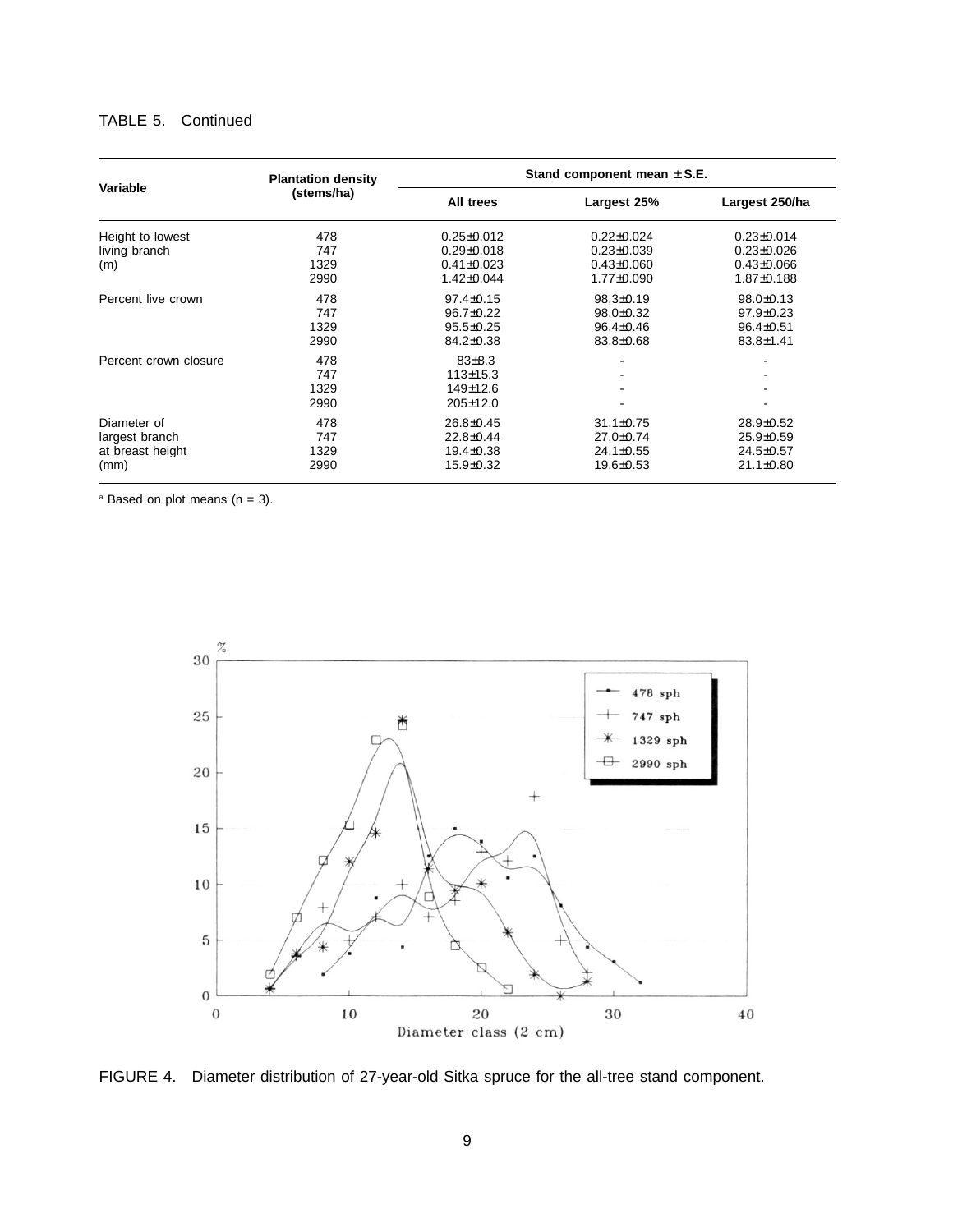TABLE 5. Continued

| Variable | Plantation density (stems/ha) | Stand component mean ± S.E. | | |
|---|---|---|---|---|
| | | All trees | Largest 25% | Largest 250/ha |
| Height to lowest living branch (m) | 478 | 0.25±0.012 | 0.22±0.024 | 0.23±0.014 |
| | 747 | 0.29±0.018 | 0.23±0.039 | 0.23±0.026 |
| | 1329 | 0.41±0.023 | 0.43±0.060 | 0.43±0.066 |
| | 2990 | 1.42±0.044 | 1.77±0.090 | 1.87±0.188 |
| Percent live crown | 478 | 97.4±0.15 | 98.3±0.19 | 98.0±0.13 |
| | 747 | 96.7±0.22 | 98.0±0.32 | 97.9±0.23 |
| | 1329 | 95.5±0.25 | 96.4±0.46 | 96.4±0.51 |
| | 2990 | 84.2±0.38 | 83.8±0.68 | 83.8±1.41 |
| Percent crown closure | 478 | 83±8.3 | - | - |
| | 747 | 113±15.3 | - | - |
| | 1329 | 149±12.6 | - | - |
| | 2990 | 205±12.0 | - | - |
| Diameter of largest branch at breast height (mm) | 478 | 26.8±0.45 | 31.1±0.75 | 28.9±0.52 |
| | 747 | 22.8±0.44 | 27.0±0.74 | 25.9±0.59 |
| | 1329 | 19.4±0.38 | 24.1±0.55 | 24.5±0.57 |
| | 2990 | 15.9±0.32 | 19.6±0.53 | 21.1±0.80 |

[a] Based on plot means (n = 3).

FIGURE 4. Diameter distribution of 27-year-old Sitka spruce for the all-tree stand component.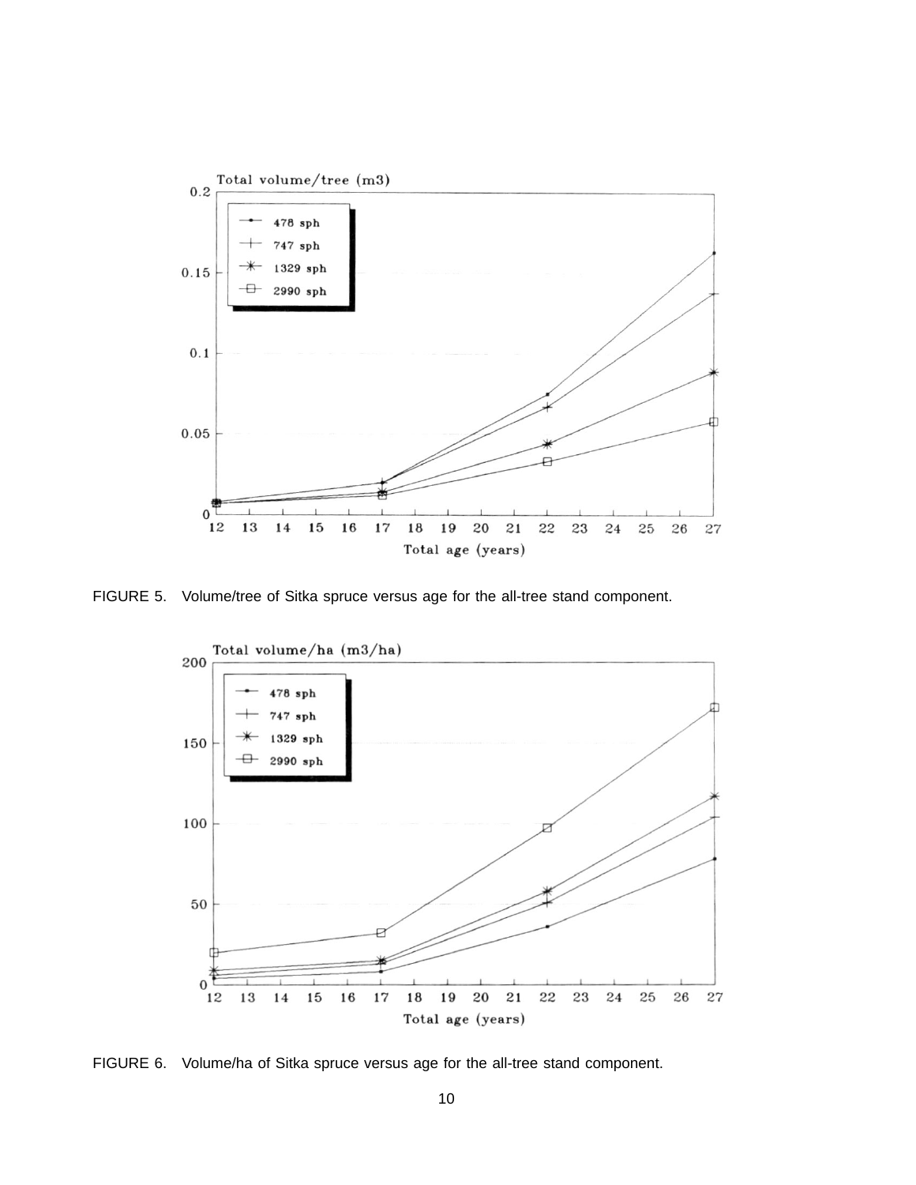FIGURE 5. Volume/tree of Sitka spruce versus age for the all-tree stand component.

FIGURE 6. Volume/ha of Sitka spruce versus age for the all-tree stand component.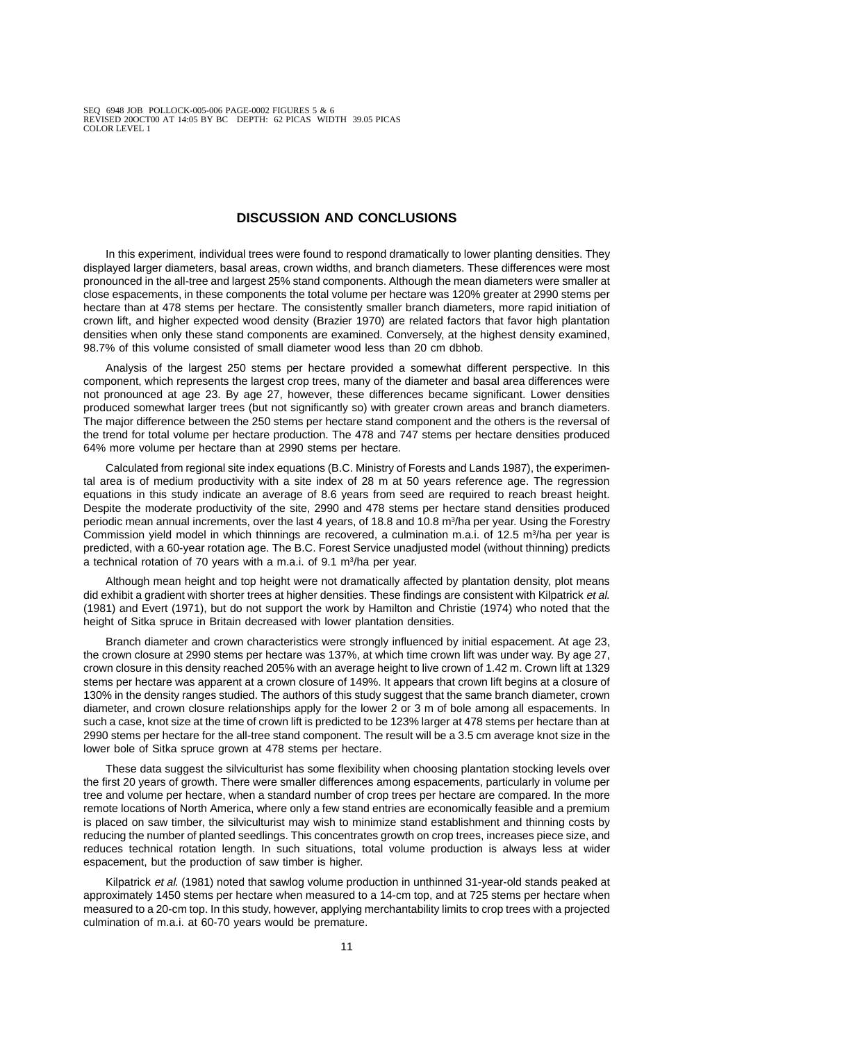## DISCUSSION AND CONCLUSIONS

In this experiment, individual trees were found to respond dramatically to lower planting densities. They displayed larger diameters, basal areas, crown widths, and branch diameters. These differences were most pronounced in the all-tree and largest 25% stand components. Although the mean diameters were smaller at close espacements, in these components the total volume per hectare was 120% greater at 2990 stems per hectare than at 478 stems per hectare. The consistently smaller branch diameters, more rapid initiation of crown lift, and higher expected wood density (Brazier 1970) are related factors that favor high plantation densities when only these stand components are examined. Conversely, at the highest density examined, 98.7% of this volume consisted of small diameter wood less than 20 cm dbhob.

Analysis of the largest 250 stems per hectare provided a somewhat different perspective. In this component, which represents the largest crop trees, many of the diameter and basal area differences were not pronounced at age 23. By age 27, however, these differences became significant. Lower densities produced somewhat larger trees (but not significantly so) with greater crown areas and branch diameters. The major difference between the 250 stems per hectare stand component and the others is the reversal of the trend for total volume per hectare production. The 478 and 747 stems per hectare densities produced 64% more volume per hectare than at 2990 stems per hectare.

Calculated from regional site index equations (B.C. Ministry of Forests and Lands 1987), the experimental area is of medium productivity with a site index of 28 m at 50 years reference age. The regression equations in this study indicate an average of 8.6 years from seed are required to reach breast height. Despite the moderate productivity of the site, 2990 and 478 stems per hectare stand densities produced periodic mean annual increments, over the last 4 years, of 18.8 and 10.8 $m^3$/ha per year. Using the Forestry Commission yield model in which thinnings are recovered, a culmination m.a.i. of 12.5 $m^3$/ha per year is predicted, with a 60-year rotation age. The B.C. Forest Service unadjusted model (without thinning) predicts a technical rotation of 70 years with a m.a.i. of 9.1 $m^3$/ha per year.

Although mean height and top height were not dramatically affected by plantation density, plot means did exhibit a gradient with shorter trees at higher densities. These findings are consistent with Kilpatrick *et al.* (1981) and Evert (1971), but do not support the work by Hamilton and Christie (1974) who noted that the height of Sitka spruce in Britain decreased with lower plantation densities.

Branch diameter and crown characteristics were strongly influenced by initial espacement. At age 23, the crown closure at 2990 stems per hectare was 137%, at which time crown lift was under way. By age 27, crown closure in this density reached 205% with an average height to live crown of 1.42 m. Crown lift at 1329 stems per hectare was apparent at a crown closure of 149%. It appears that crown lift begins at a closure of 130% in the density ranges studied. The authors of this study suggest that the same branch diameter, crown diameter, and crown closure relationships apply for the lower 2 or 3 m of bole among all espacements. In such a case, knot size at the time of crown lift is predicted to be 123% larger at 478 stems per hectare than at 2990 stems per hectare for the all-tree stand component. The result will be a 3.5 cm average knot size in the lower bole of Sitka spruce grown at 478 stems per hectare.

These data suggest the silviculturist has some flexibility when choosing plantation stocking levels over the first 20 years of growth. There were smaller differences among espacements, particularly in volume per tree and volume per hectare, when a standard number of crop trees per hectare are compared. In the more remote locations of North America, where only a few stand entries are economically feasible and a premium is placed on saw timber, the silviculturist may wish to minimize stand establishment and thinning costs by reducing the number of planted seedlings. This concentrates growth on crop trees, increases piece size, and reduces technical rotation length. In such situations, total volume production is always less at wider espacement, but the production of saw timber is higher.

Kilpatrick *et al.* (1981) noted that sawlog volume production in unthinned 31-year-old stands peaked at approximately 1450 stems per hectare when measured to a 14-cm top, and at 725 stems per hectare when measured to a 20-cm top. In this study, however, applying merchantability limits to crop trees with a projected culmination of m.a.i. at 60-70 years would be premature.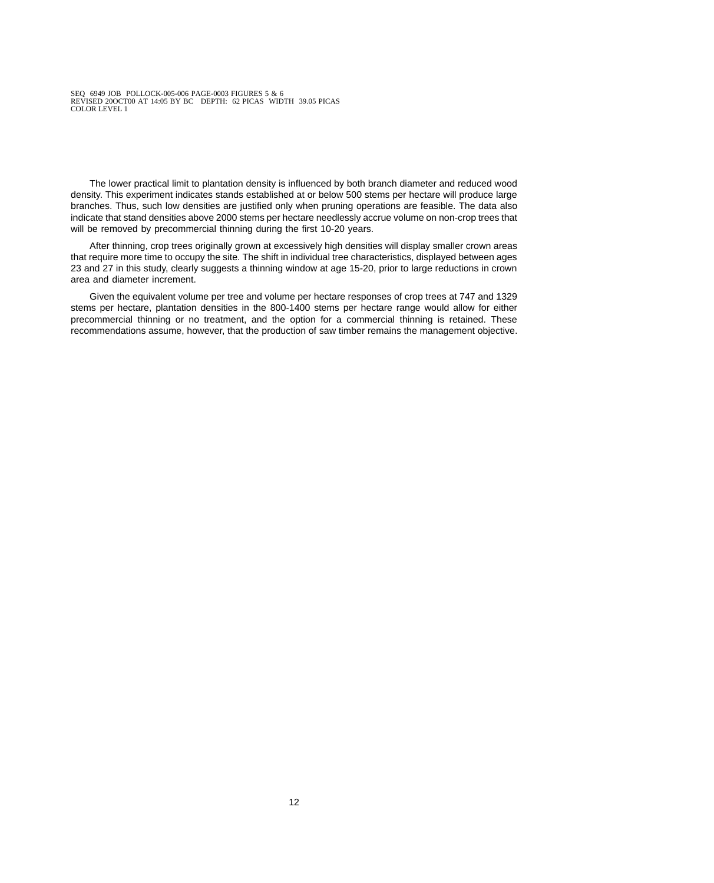The lower practical limit to plantation density is influenced by both branch diameter and reduced wood density. This experiment indicates stands established at or below 500 stems per hectare will produce large branches. Thus, such low densities are justified only when pruning operations are feasible. The data also indicate that stand densities above 2000 stems per hectare needlessly accrue volume on non-crop trees that will be removed by precommercial thinning during the first 10-20 years.

After thinning, crop trees originally grown at excessively high densities will display smaller crown areas that require more time to occupy the site. The shift in individual tree characteristics, displayed between ages 23 and 27 in this study, clearly suggests a thinning window at age 15-20, prior to large reductions in crown area and diameter increment.

Given the equivalent volume per tree and volume per hectare responses of crop trees at 747 and 1329 stems per hectare, plantation densities in the 800-1400 stems per hectare range would allow for either precommercial thinning or no treatment, and the option for a commercial thinning is retained. These recommendations assume, however, that the production of saw timber remains the management objective.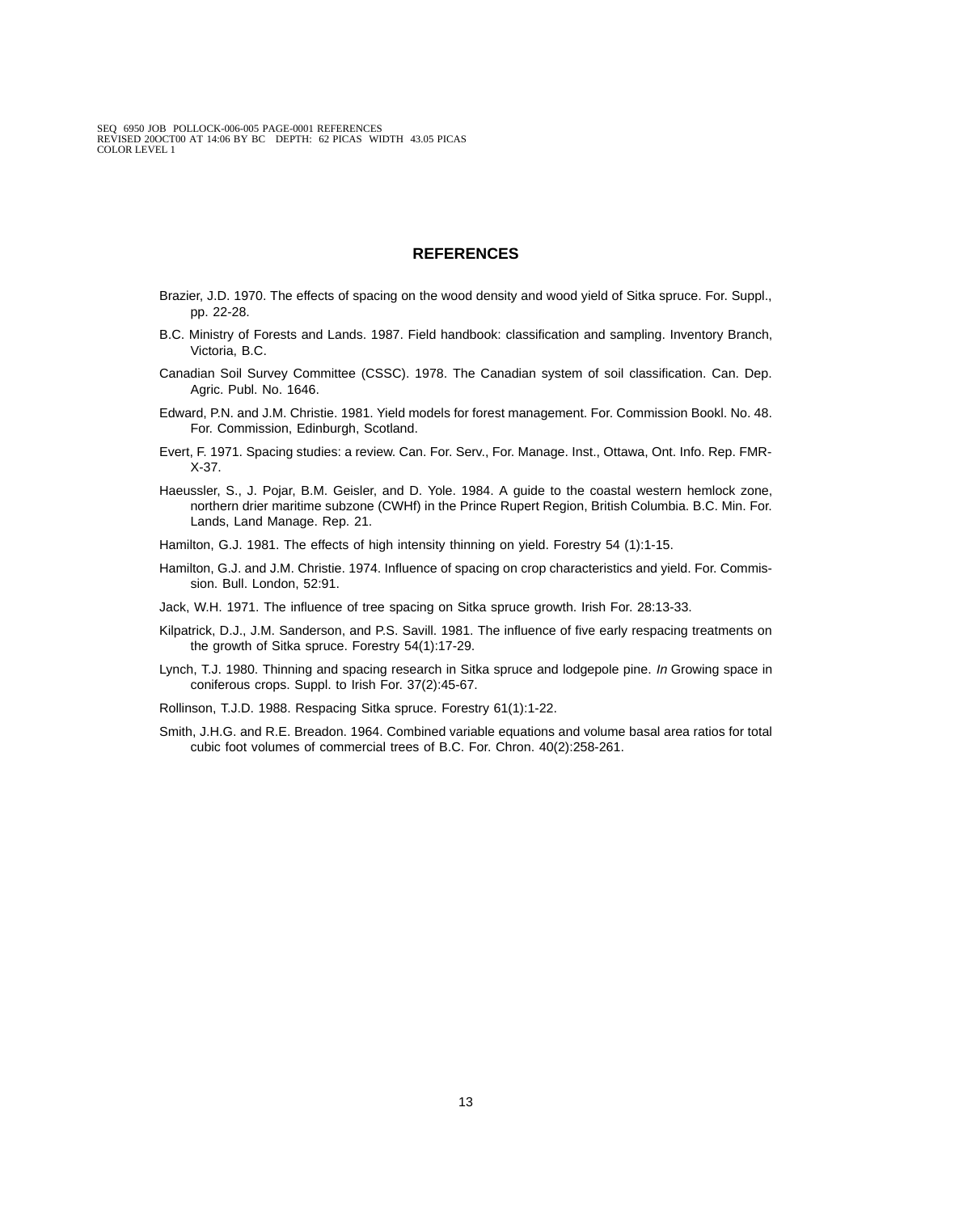## REFERENCES

Brazier, J.D. 1970. The effects of spacing on the wood density and wood yield of Sitka spruce. For. Suppl., pp. 22-28.

B.C. Ministry of Forests and Lands. 1987. Field handbook: classification and sampling. Inventory Branch, Victoria, B.C.

Canadian Soil Survey Committee (CSSC). 1978. The Canadian system of soil classification. Can. Dep. Agric. Publ. No. 1646.

Edward, P.N. and J.M. Christie. 1981. Yield models for forest management. For. Commission Bookl. No. 48. For. Commission, Edinburgh, Scotland.

Evert, F. 1971. Spacing studies: a review. Can. For. Serv., For. Manage. Inst., Ottawa, Ont. Info. Rep. FMR-X-37.

Haeussler, S., J. Pojar, B.M. Geisler, and D. Yole. 1984. A guide to the coastal western hemlock zone, northern drier maritime subzone (CWHf) in the Prince Rupert Region, British Columbia. B.C. Min. For. Lands, Land Manage. Rep. 21.

Hamilton, G.J. 1981. The effects of high intensity thinning on yield. Forestry 54 (1):1-15.

Hamilton, G.J. and J.M. Christie. 1974. Influence of spacing on crop characteristics and yield. For. Commission. Bull. London, 52:91.

Jack, W.H. 1971. The influence of tree spacing on Sitka spruce growth. Irish For. 28:13-33.

Kilpatrick, D.J., J.M. Sanderson, and P.S. Savill. 1981. The influence of five early respacing treatments on the growth of Sitka spruce. Forestry 54(1):17-29.

Lynch, T.J. 1980. Thinning and spacing research in Sitka spruce and lodgepole pine. *In* Growing space in coniferous crops. Suppl. to Irish For. 37(2):45-67.

Rollinson, T.J.D. 1988. Respacing Sitka spruce. Forestry 61(1):1-22.

Smith, J.H.G. and R.E. Breadon. 1964. Combined variable equations and volume basal area ratios for total cubic foot volumes of commercial trees of B.C. For. Chron. 40(2):258-261.